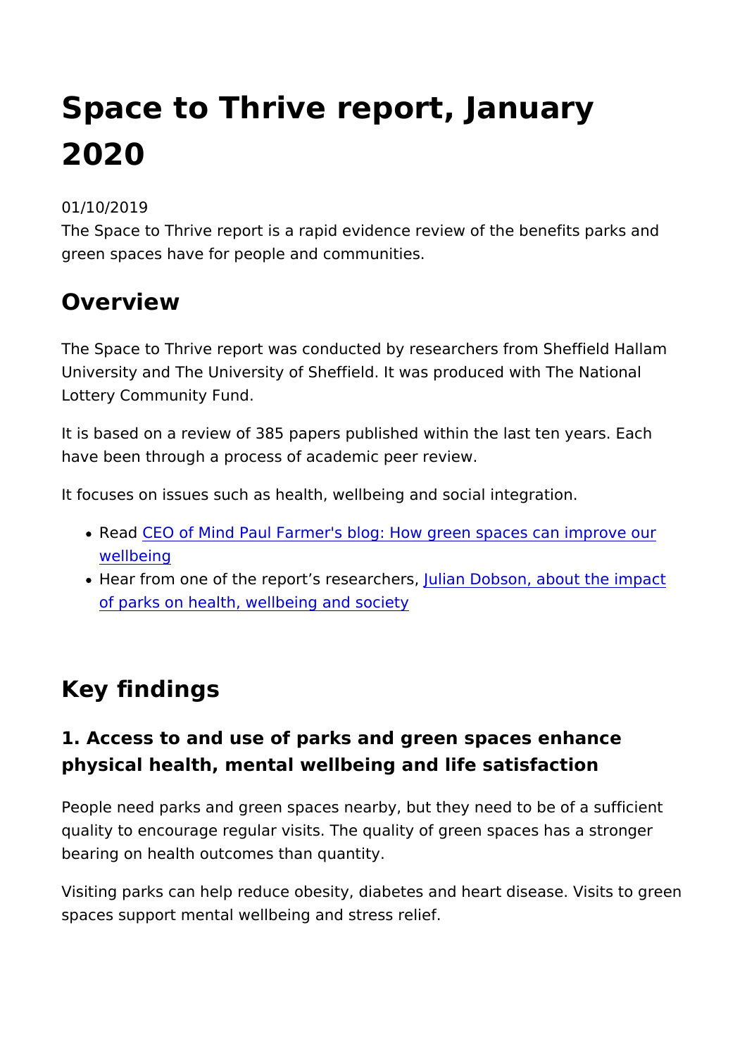# Space to Thrive report, January 2020

01/10/2019

The Space to Thrive report is a rapid evidence review of the benefits parks and green spaces have for people and communities.

## Overview

The Space to Thrive report was conducted by researchers from Sheffield Hallam University and The University of Sheffield. It was produced with The National Lottery Community Fund.

It is based on a review of 385 papers published within the last ten years. Each have been through a process of academic peer review.

It focuses on issues such as health, wellbeing and social integration.

- Read CEO of Mind Paul Farmer's blog: How green spaces can improve our wellbeing
- Hear from one of the report's researchers, Julian Dobson, about the impact of parks on health, wellbeing and society

## Key findings

### 1. Access to and use of parks and green spaces enhance physical health, mental wellbeing and life satisfaction

People need parks and green spaces nearby, but they need to be of a sufficient quality to encourage regular visits. The quality of green spaces has a stronger bearing on health outcomes than quantity.

Visiting parks can help reduce obesity, diabetes and heart disease. Visits to green spaces support mental wellbeing and stress relief.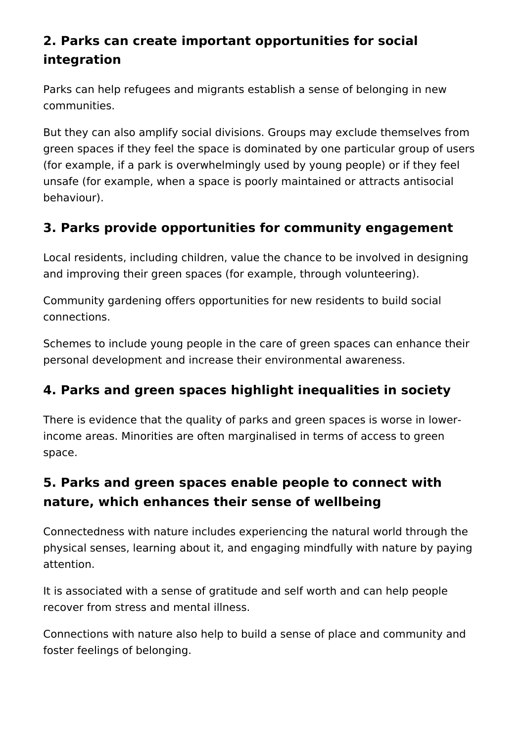## 2. Parks can create important opportunities for social integration

Parks can help refugees and migrants establish a sense of belonging in new communities.

But they can also amplify social divisions. Groups may exclude themselves from green spaces if they feel the space is dominated by one particular group of users (for example, if a park is overwhelmingly used by young people) or if they feel unsafe (for example, when a space is poorly maintained or attracts antisocial behaviour).

## 3. Parks provide opportunities for community engagement

Local residents, including children, value the chance to be involved in designing and improving their green spaces (for example, through volunteering).

Community gardening offers opportunities for new residents to build social connections.

Schemes to include young people in the care of green spaces can enhance their personal development and increase their environmental awareness.

## 4. Parks and green spaces highlight inequalities in society

There is evidence that the quality of parks and green spaces is worse in lower-income areas. Minorities are often marginalised in terms of access to green space.

## 5. Parks and green spaces enable people to connect with nature, which enhances their sense of wellbeing

Connectedness with nature includes experiencing the natural world through the physical senses, learning about it, and engaging mindfully with nature by paying attention.

It is associated with a sense of gratitude and self worth and can help people recover from stress and mental illness.

Connections with nature also help to build a sense of place and community and foster feelings of belonging.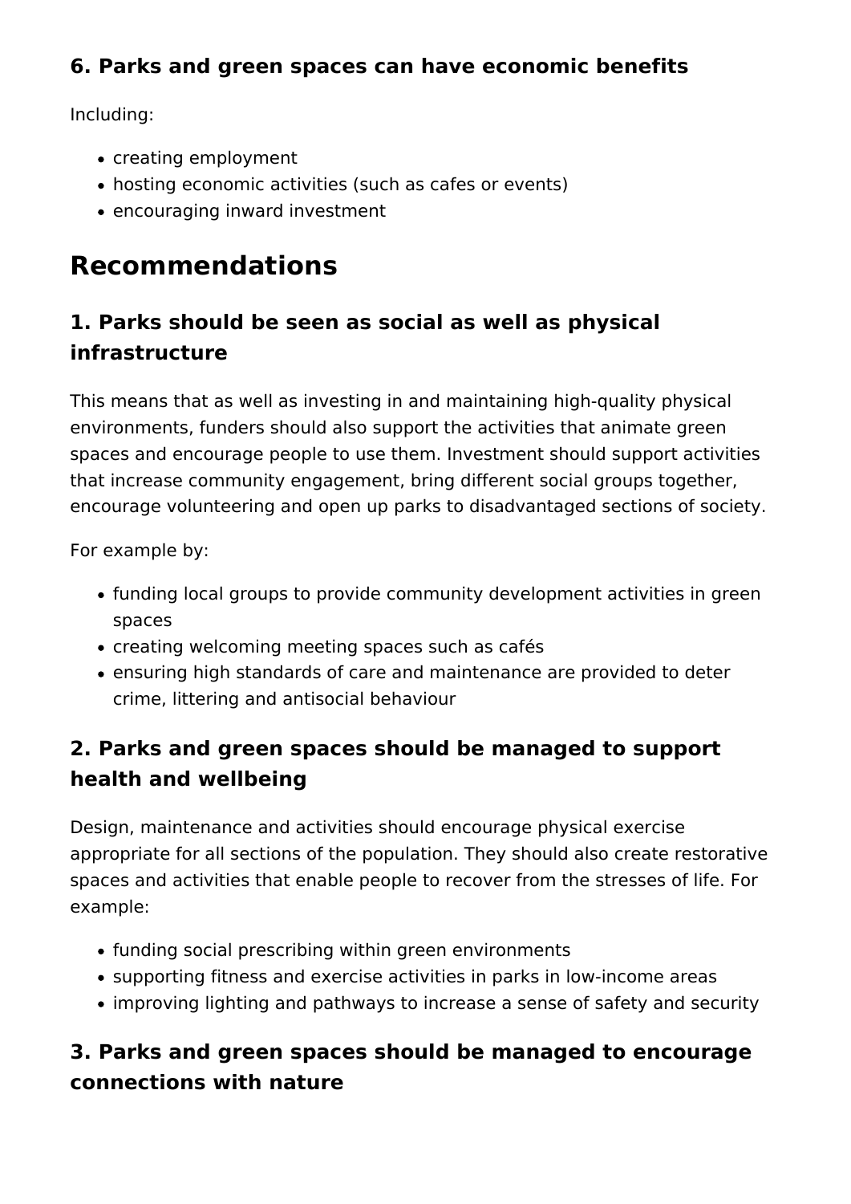### 6. Parks and green spaces can have economic benefits

Including:

- creating employment
- hosting economic activities (such as cafes or events)
- encouraging inward investment

## Recommendations

### 1. Parks should be seen as social as well as physical infrastructure

This means that as well as investing in and maintaining high-quality physical environments, funders should also support the activities that animate green spaces and encourage people to use them. Investment should support activities that increase community engagement, bring different social groups together, encourage volunteering and open up parks to disadvantaged sections of society.

For example by:

- funding local groups to provide community development activities in green spaces
- creating welcoming meeting spaces such as cafés
- ensuring high standards of care and maintenance are provided to deter crime, littering and antisocial behaviour

### 2. Parks and green spaces should be managed to support health and wellbeing

Design, maintenance and activities should encourage physical exercise appropriate for all sections of the population. They should also create restorative spaces and activities that enable people to recover from the stresses of life. For example:

- funding social prescribing within green environments
- supporting fitness and exercise activities in parks in low-income areas
- improving lighting and pathways to increase a sense of safety and security

### 3. Parks and green spaces should be managed to encourage connections with nature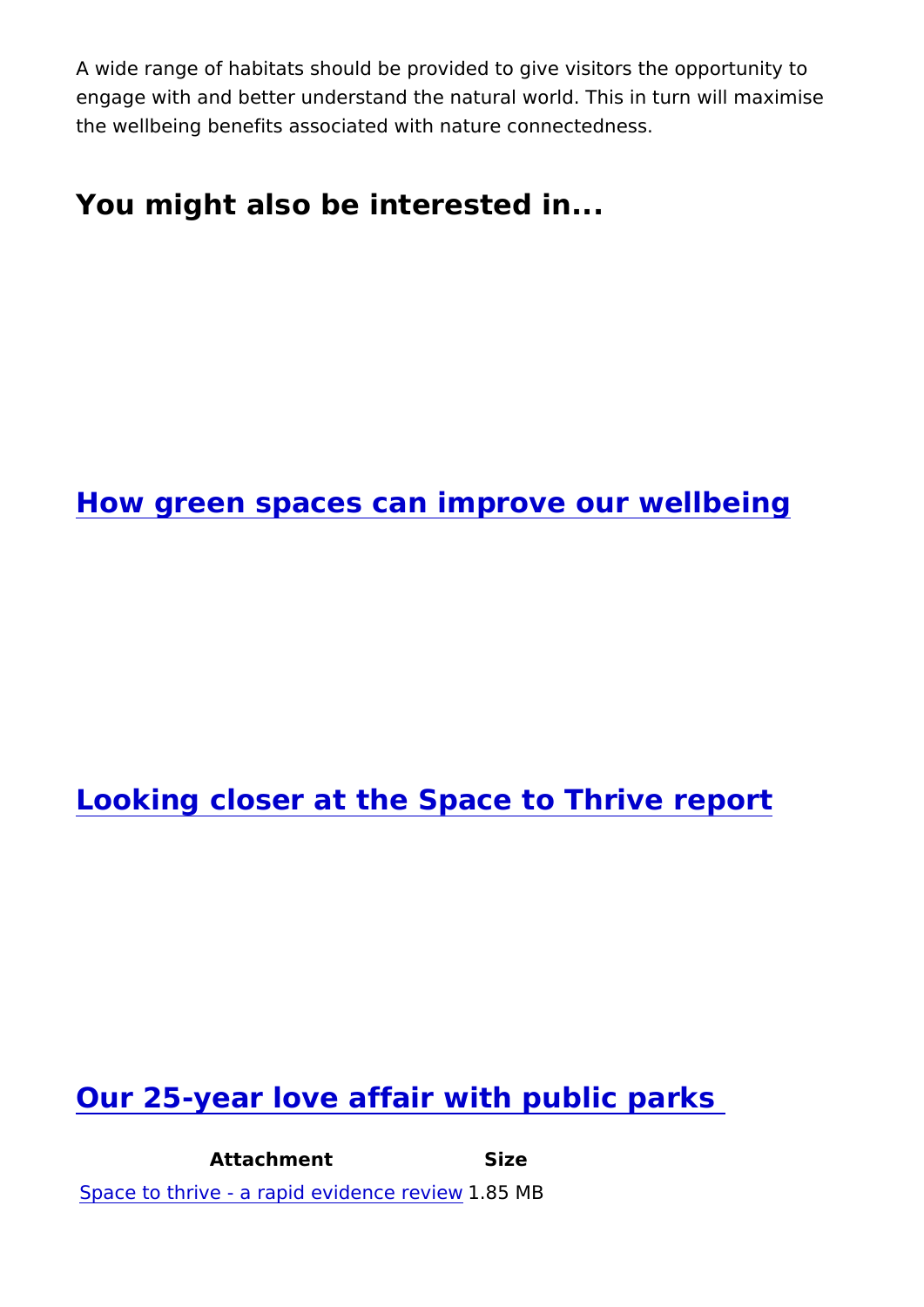A wide range of habitats should be provided to give visitors the opportunity to engage with and better understand the natural world. This in turn will maximise the wellbeing benefits associated with nature connectedness.

## You might also be interested in...

### How green spaces can improve our wellbeing

### Looking closer at the Space to Thrive report

### Our 25-year love affair with public parks

| Attachment | Size |
|---|---|
| Space to thrive - a rapid evidence review | 1.85 MB |